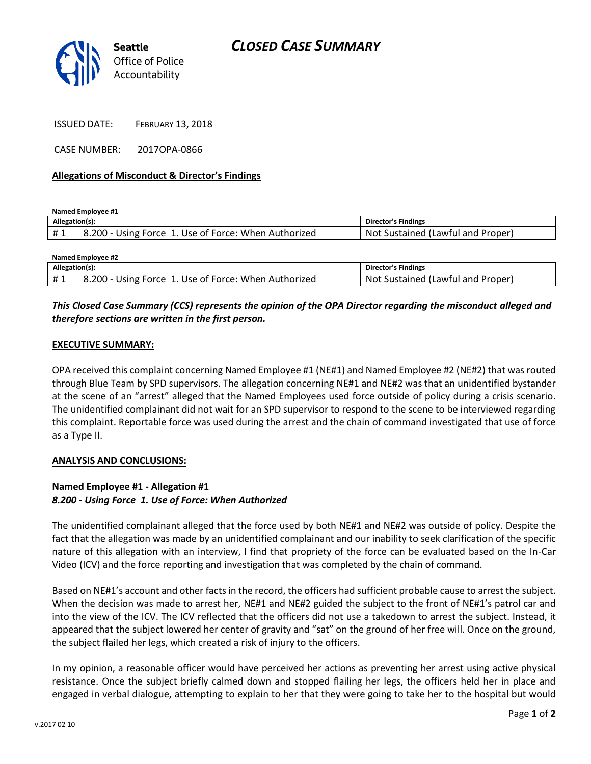# CLOSED CASE SUMMARY

Seattle Office of Police Accountability

ISSUED DATE: FEBRUARY 13, 2018

CASE NUMBER: 2017OPA-0866

## Allegations of Misconduct & Director's Findings

**Named Employee #1**

| Allegation(s): | | Director's Findings |
|---|---|---|
| # 1 | 8.200 - Using Force 1. Use of Force: When Authorized | Not Sustained (Lawful and Proper) |

**Named Employee #2**

| Allegation(s): | | Director's Findings |
|---|---|---|
| # 1 | 8.200 - Using Force 1. Use of Force: When Authorized | Not Sustained (Lawful and Proper) |

***This Closed Case Summary (CCS) represents the opinion of the OPA Director regarding the misconduct alleged and therefore sections are written in the first person.***

## EXECUTIVE SUMMARY:

OPA received this complaint concerning Named Employee #1 (NE#1) and Named Employee #2 (NE#2) that was routed through Blue Team by SPD supervisors. The allegation concerning NE#1 and NE#2 was that an unidentified bystander at the scene of an "arrest" alleged that the Named Employees used force outside of policy during a crisis scenario. The unidentified complainant did not wait for an SPD supervisor to respond to the scene to be interviewed regarding this complaint. Reportable force was used during the arrest and the chain of command investigated that use of force as a Type II.

## ANALYSIS AND CONCLUSIONS:

**Named Employee #1 - Allegation #1**
***8.200 - Using Force 1. Use of Force: When Authorized***

The unidentified complainant alleged that the force used by both NE#1 and NE#2 was outside of policy. Despite the fact that the allegation was made by an unidentified complainant and our inability to seek clarification of the specific nature of this allegation with an interview, I find that propriety of the force can be evaluated based on the In-Car Video (ICV) and the force reporting and investigation that was completed by the chain of command.

Based on NE#1's account and other facts in the record, the officers had sufficient probable cause to arrest the subject. When the decision was made to arrest her, NE#1 and NE#2 guided the subject to the front of NE#1's patrol car and into the view of the ICV. The ICV reflected that the officers did not use a takedown to arrest the subject. Instead, it appeared that the subject lowered her center of gravity and "sat" on the ground of her free will. Once on the ground, the subject flailed her legs, which created a risk of injury to the officers.

In my opinion, a reasonable officer would have perceived her actions as preventing her arrest using active physical resistance. Once the subject briefly calmed down and stopped flailing her legs, the officers held her in place and engaged in verbal dialogue, attempting to explain to her that they were going to take her to the hospital but would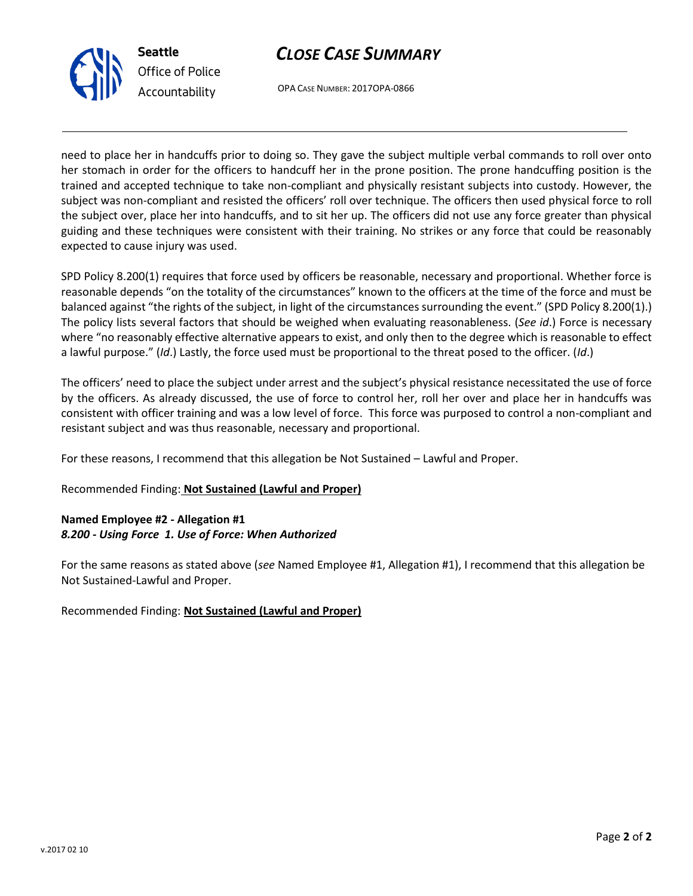need to place her in handcuffs prior to doing so. They gave the subject multiple verbal commands to roll over onto her stomach in order for the officers to handcuff her in the prone position. The prone handcuffing position is the trained and accepted technique to take non-compliant and physically resistant subjects into custody. However, the subject was non-compliant and resisted the officers' roll over technique. The officers then used physical force to roll the subject over, place her into handcuffs, and to sit her up. The officers did not use any force greater than physical guiding and these techniques were consistent with their training. No strikes or any force that could be reasonably expected to cause injury was used.

SPD Policy 8.200(1) requires that force used by officers be reasonable, necessary and proportional. Whether force is reasonable depends "on the totality of the circumstances" known to the officers at the time of the force and must be balanced against "the rights of the subject, in light of the circumstances surrounding the event." (SPD Policy 8.200(1).) The policy lists several factors that should be weighed when evaluating reasonableness. (*See id*.) Force is necessary where "no reasonably effective alternative appears to exist, and only then to the degree which is reasonable to effect a lawful purpose." (*Id*.) Lastly, the force used must be proportional to the threat posed to the officer. (*Id*.)

The officers' need to place the subject under arrest and the subject's physical resistance necessitated the use of force by the officers. As already discussed, the use of force to control her, roll her over and place her in handcuffs was consistent with officer training and was a low level of force. This force was purposed to control a non-compliant and resistant subject and was thus reasonable, necessary and proportional.

For these reasons, I recommend that this allegation be Not Sustained – Lawful and Proper.

Recommended Finding: **Not Sustained (Lawful and Proper)**

**Named Employee #2 - Allegation #1**
***8.200 - Using Force 1. Use of Force: When Authorized***

For the same reasons as stated above (*see* Named Employee #1, Allegation #1), I recommend that this allegation be Not Sustained-Lawful and Proper.

Recommended Finding: **Not Sustained (Lawful and Proper)**